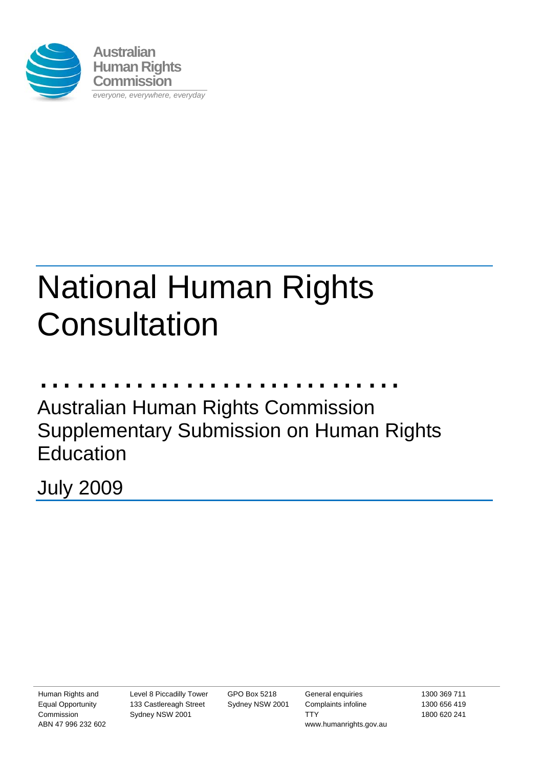Australian Human Rights Commission

*everyone, everywhere, everyday*

# National Human Rights Consultation

## Australian Human Rights Commission Supplementary Submission on Human Rights Education

July 2009

Human Rights and Equal Opportunity Commission
ABN 47 996 232 602

Level 8 Piccadilly Tower
133 Castlereagh Street
Sydney NSW 2001

GPO Box 5218
Sydney NSW 2001

General enquiries 1300 369 711
Complaints infoline 1300 656 419
TTY 1800 620 241
www.humanrights.gov.au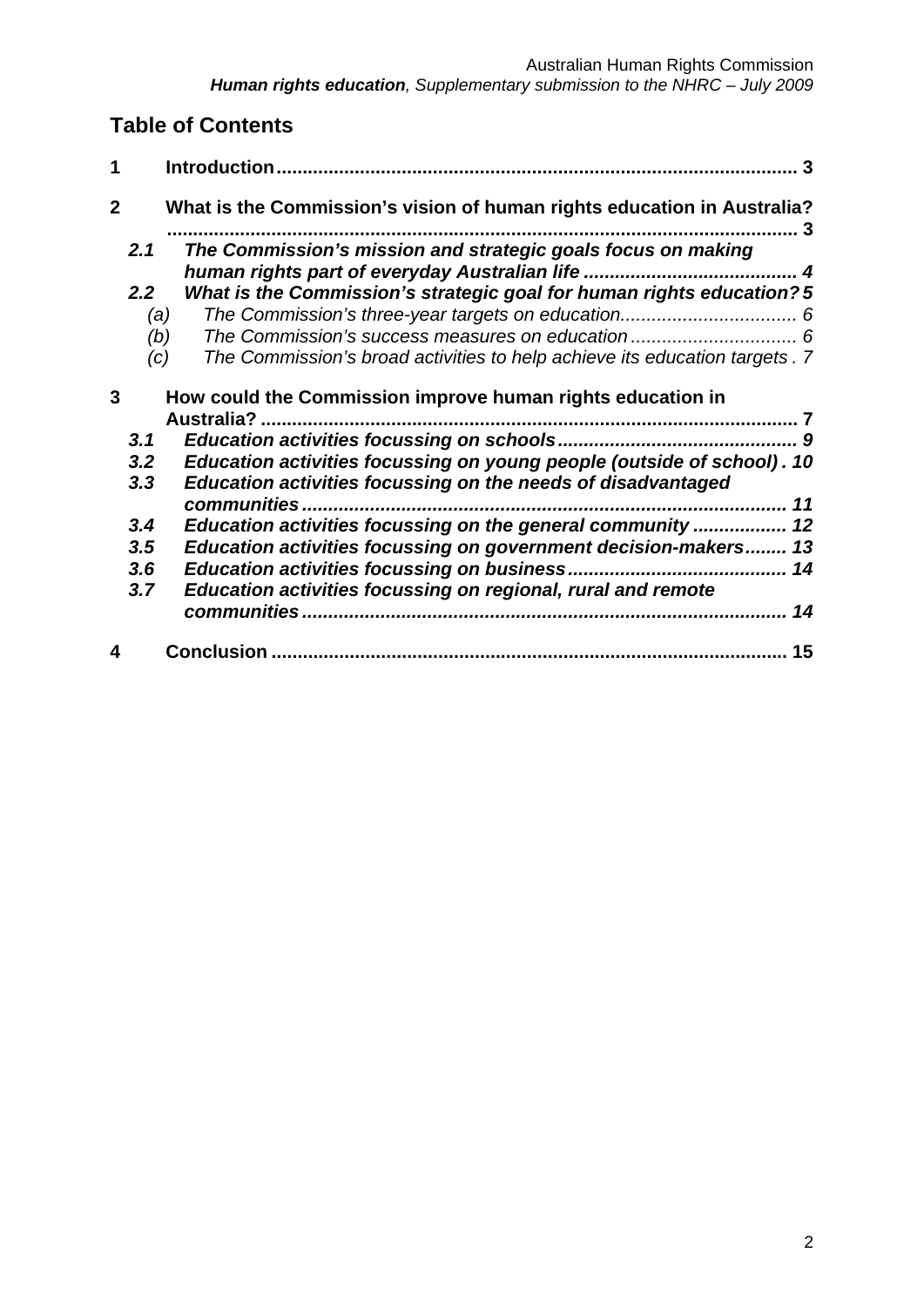## Table of Contents

**1 Introduction** .......... 3

**2 What is the Commission's vision of human rights education in Australia?** .......... 3

- ***2.1 The Commission's mission and strategic goals focus on making human rights part of everyday Australian life*** .......... 4
- ***2.2 What is the Commission's strategic goal for human rights education?*** 5
  - *(a) The Commission's three-year targets on education* .......... 6
  - *(b) The Commission's success measures on education* .......... 6
  - *(c) The Commission's broad activities to help achieve its education targets* . 7

**3 How could the Commission improve human rights education in Australia?** .......... 7

- ***3.1 Education activities focussing on schools*** .......... 9
- ***3.2 Education activities focussing on young people (outside of school)*** . 10
- ***3.3 Education activities focussing on the needs of disadvantaged communities*** .......... 11
- ***3.4 Education activities focussing on the general community*** .......... 12
- ***3.5 Education activities focussing on government decision-makers*** .......... 13
- ***3.6 Education activities focussing on business*** .......... 14
- ***3.7 Education activities focussing on regional, rural and remote communities*** .......... 14

**4 Conclusion** .......... 15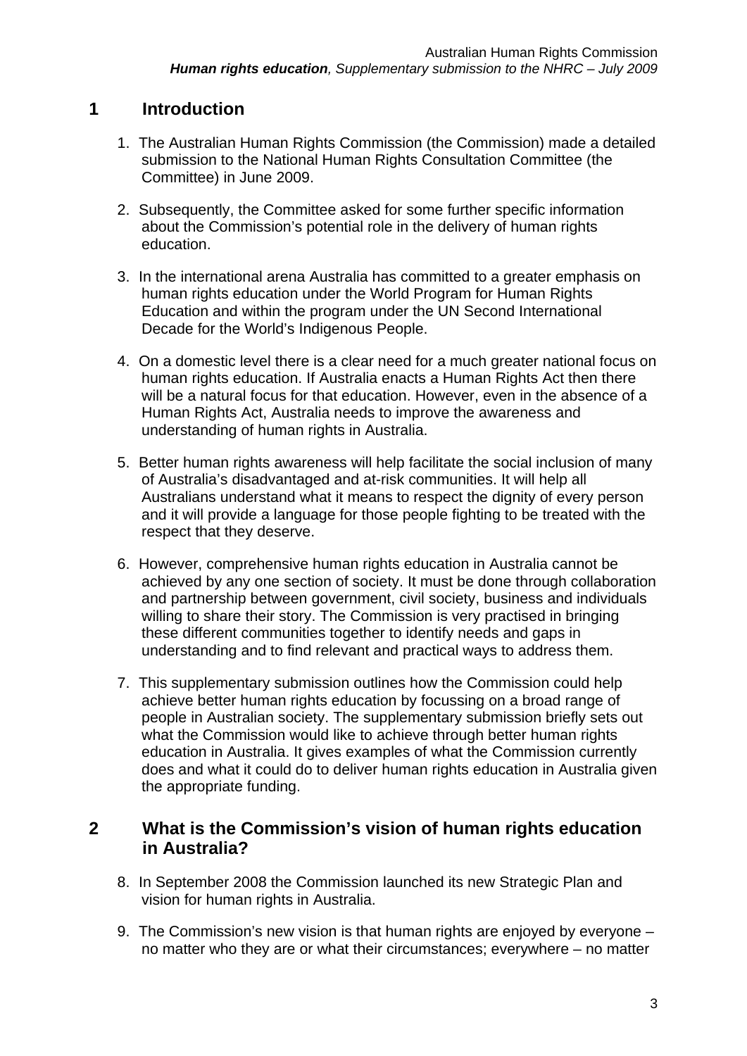## 1 Introduction

1. The Australian Human Rights Commission (the Commission) made a detailed submission to the National Human Rights Consultation Committee (the Committee) in June 2009.

2. Subsequently, the Committee asked for some further specific information about the Commission's potential role in the delivery of human rights education.

3. In the international arena Australia has committed to a greater emphasis on human rights education under the World Program for Human Rights Education and within the program under the UN Second International Decade for the World's Indigenous People.

4. On a domestic level there is a clear need for a much greater national focus on human rights education. If Australia enacts a Human Rights Act then there will be a natural focus for that education. However, even in the absence of a Human Rights Act, Australia needs to improve the awareness and understanding of human rights in Australia.

5. Better human rights awareness will help facilitate the social inclusion of many of Australia's disadvantaged and at-risk communities. It will help all Australians understand what it means to respect the dignity of every person and it will provide a language for those people fighting to be treated with the respect that they deserve.

6. However, comprehensive human rights education in Australia cannot be achieved by any one section of society. It must be done through collaboration and partnership between government, civil society, business and individuals willing to share their story. The Commission is very practised in bringing these different communities together to identify needs and gaps in understanding and to find relevant and practical ways to address them.

7. This supplementary submission outlines how the Commission could help achieve better human rights education by focussing on a broad range of people in Australian society. The supplementary submission briefly sets out what the Commission would like to achieve through better human rights education in Australia. It gives examples of what the Commission currently does and what it could do to deliver human rights education in Australia given the appropriate funding.

## 2 What is the Commission's vision of human rights education in Australia?

8. In September 2008 the Commission launched its new Strategic Plan and vision for human rights in Australia.

9. The Commission's new vision is that human rights are enjoyed by everyone – no matter who they are or what their circumstances; everywhere – no matter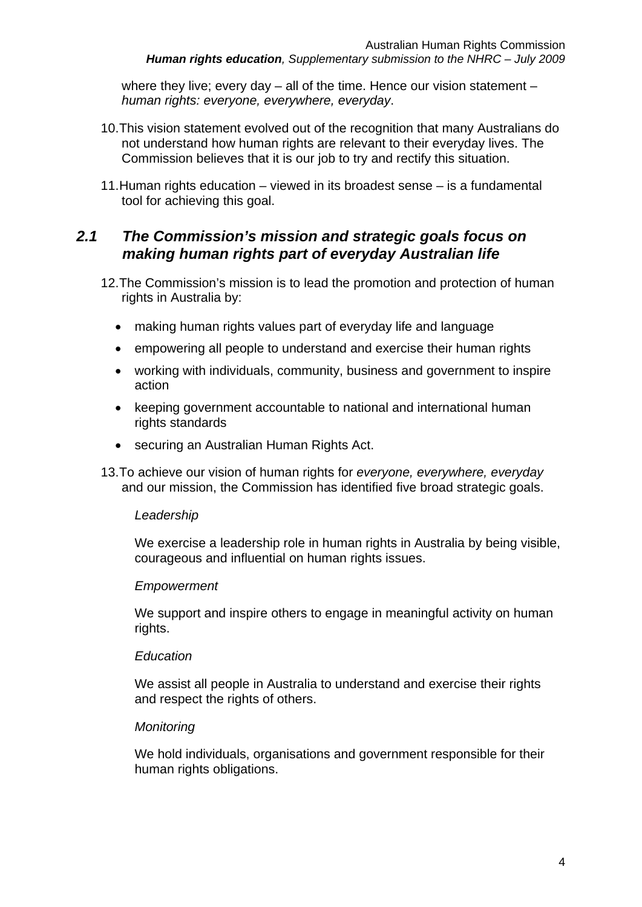where they live; every day – all of the time. Hence our vision statement – *human rights: everyone, everywhere, everyday*.

10. This vision statement evolved out of the recognition that many Australians do not understand how human rights are relevant to their everyday lives. The Commission believes that it is our job to try and rectify this situation.

11. Human rights education – viewed in its broadest sense – is a fundamental tool for achieving this goal.

## *2.1 The Commission's mission and strategic goals focus on making human rights part of everyday Australian life*

12. The Commission's mission is to lead the promotion and protection of human rights in Australia by:

- making human rights values part of everyday life and language
- empowering all people to understand and exercise their human rights
- working with individuals, community, business and government to inspire action
- keeping government accountable to national and international human rights standards
- securing an Australian Human Rights Act.

13. To achieve our vision of human rights for *everyone, everywhere, everyday* and our mission, the Commission has identified five broad strategic goals.

*Leadership*

We exercise a leadership role in human rights in Australia by being visible, courageous and influential on human rights issues.

*Empowerment*

We support and inspire others to engage in meaningful activity on human rights.

*Education*

We assist all people in Australia to understand and exercise their rights and respect the rights of others.

*Monitoring*

We hold individuals, organisations and government responsible for their human rights obligations.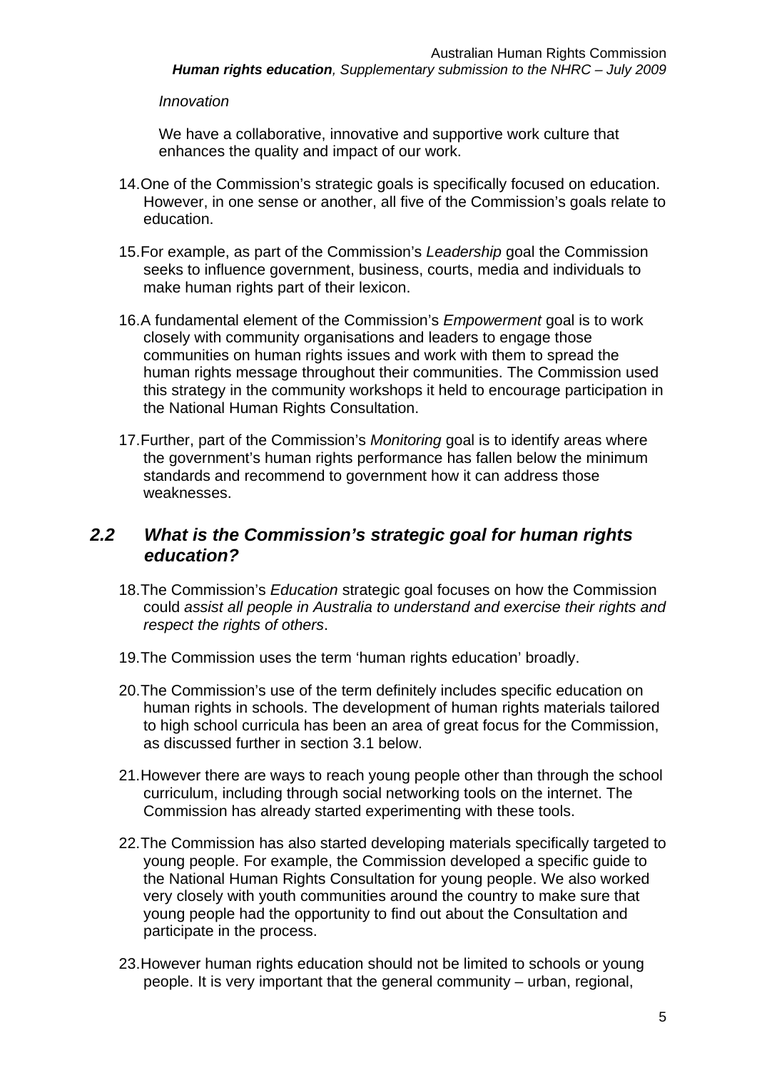*Innovation*

We have a collaborative, innovative and supportive work culture that enhances the quality and impact of our work.

14. One of the Commission's strategic goals is specifically focused on education. However, in one sense or another, all five of the Commission's goals relate to education.

15. For example, as part of the Commission's *Leadership* goal the Commission seeks to influence government, business, courts, media and individuals to make human rights part of their lexicon.

16. A fundamental element of the Commission's *Empowerment* goal is to work closely with community organisations and leaders to engage those communities on human rights issues and work with them to spread the human rights message throughout their communities. The Commission used this strategy in the community workshops it held to encourage participation in the National Human Rights Consultation.

17. Further, part of the Commission's *Monitoring* goal is to identify areas where the government's human rights performance has fallen below the minimum standards and recommend to government how it can address those weaknesses.

## 2.2 What is the Commission's strategic goal for human rights education?

18. The Commission's *Education* strategic goal focuses on how the Commission could *assist all people in Australia to understand and exercise their rights and respect the rights of others*.

19. The Commission uses the term 'human rights education' broadly.

20. The Commission's use of the term definitely includes specific education on human rights in schools. The development of human rights materials tailored to high school curricula has been an area of great focus for the Commission, as discussed further in section 3.1 below.

21. However there are ways to reach young people other than through the school curriculum, including through social networking tools on the internet. The Commission has already started experimenting with these tools.

22. The Commission has also started developing materials specifically targeted to young people. For example, the Commission developed a specific guide to the National Human Rights Consultation for young people. We also worked very closely with youth communities around the country to make sure that young people had the opportunity to find out about the Consultation and participate in the process.

23. However human rights education should not be limited to schools or young people. It is very important that the general community – urban, regional,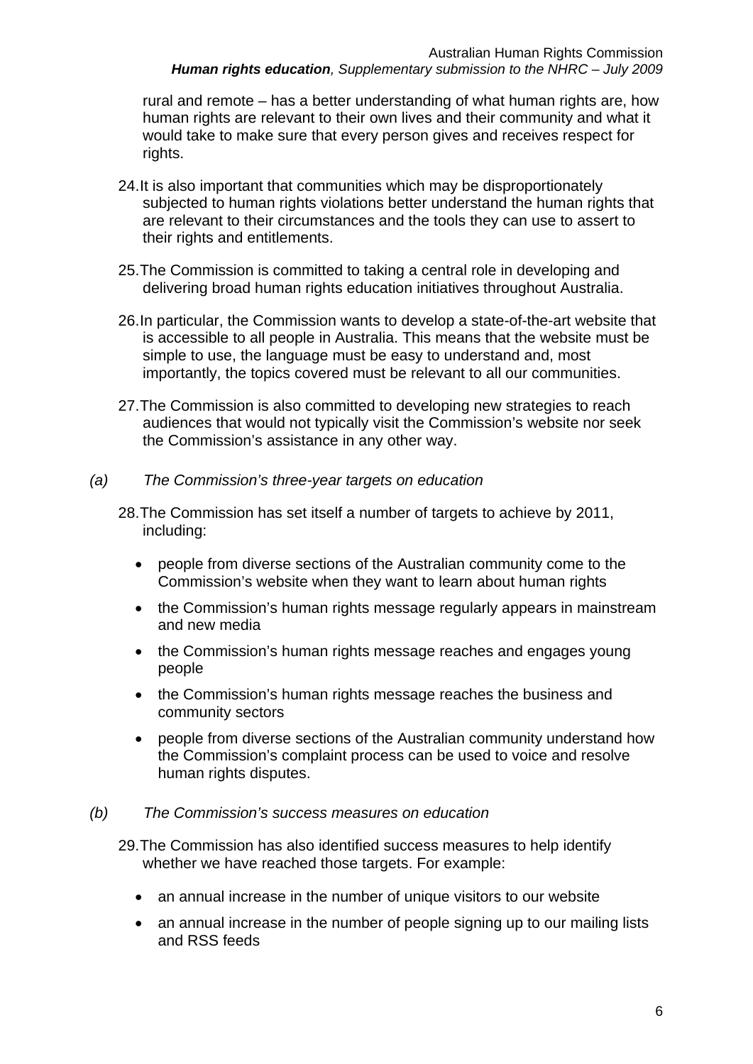rural and remote – has a better understanding of what human rights are, how human rights are relevant to their own lives and their community and what it would take to make sure that every person gives and receives respect for rights.

24. It is also important that communities which may be disproportionately subjected to human rights violations better understand the human rights that are relevant to their circumstances and the tools they can use to assert to their rights and entitlements.

25. The Commission is committed to taking a central role in developing and delivering broad human rights education initiatives throughout Australia.

26. In particular, the Commission wants to develop a state-of-the-art website that is accessible to all people in Australia. This means that the website must be simple to use, the language must be easy to understand and, most importantly, the topics covered must be relevant to all our communities.

27. The Commission is also committed to developing new strategies to reach audiences that would not typically visit the Commission's website nor seek the Commission's assistance in any other way.

*(a) The Commission's three-year targets on education*

28. The Commission has set itself a number of targets to achieve by 2011, including:

- people from diverse sections of the Australian community come to the Commission's website when they want to learn about human rights
- the Commission's human rights message regularly appears in mainstream and new media
- the Commission's human rights message reaches and engages young people
- the Commission's human rights message reaches the business and community sectors
- people from diverse sections of the Australian community understand how the Commission's complaint process can be used to voice and resolve human rights disputes.

*(b) The Commission's success measures on education*

29. The Commission has also identified success measures to help identify whether we have reached those targets. For example:

- an annual increase in the number of unique visitors to our website
- an annual increase in the number of people signing up to our mailing lists and RSS feeds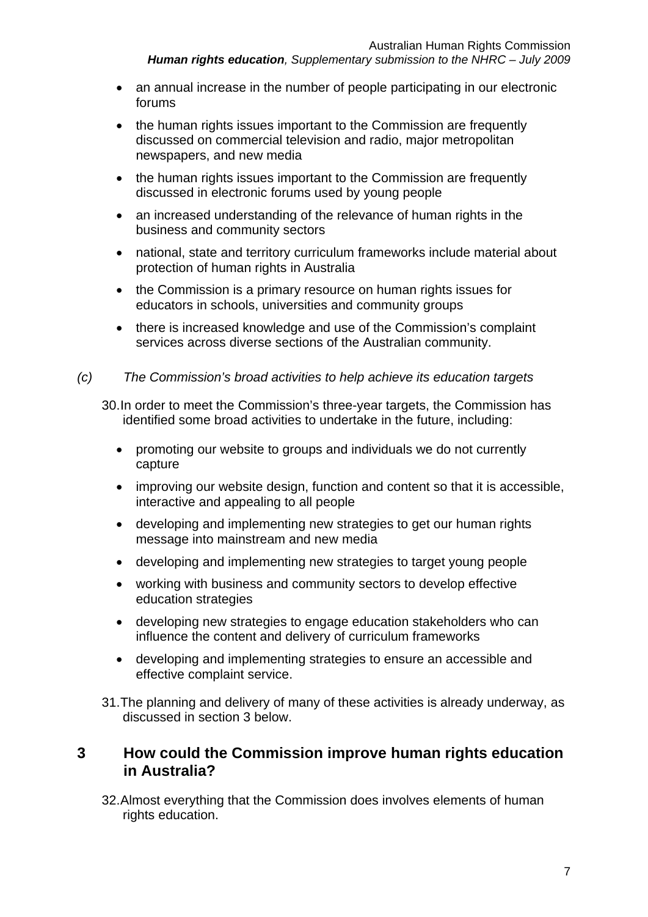- an annual increase in the number of people participating in our electronic forums
- the human rights issues important to the Commission are frequently discussed on commercial television and radio, major metropolitan newspapers, and new media
- the human rights issues important to the Commission are frequently discussed in electronic forums used by young people
- an increased understanding of the relevance of human rights in the business and community sectors
- national, state and territory curriculum frameworks include material about protection of human rights in Australia
- the Commission is a primary resource on human rights issues for educators in schools, universities and community groups
- there is increased knowledge and use of the Commission's complaint services across diverse sections of the Australian community.

*(c) The Commission's broad activities to help achieve its education targets*

30. In order to meet the Commission's three-year targets, the Commission has identified some broad activities to undertake in the future, including:

    - promoting our website to groups and individuals we do not currently capture
    - improving our website design, function and content so that it is accessible, interactive and appealing to all people
    - developing and implementing new strategies to get our human rights message into mainstream and new media
    - developing and implementing new strategies to target young people
    - working with business and community sectors to develop effective education strategies
    - developing new strategies to engage education stakeholders who can influence the content and delivery of curriculum frameworks
    - developing and implementing strategies to ensure an accessible and effective complaint service.

31. The planning and delivery of many of these activities is already underway, as discussed in section 3 below.

## 3 How could the Commission improve human rights education in Australia?

32. Almost everything that the Commission does involves elements of human rights education.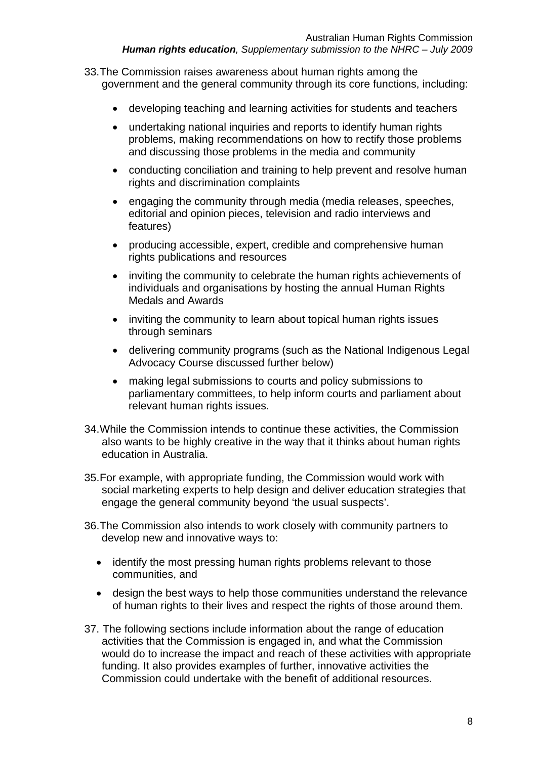33. The Commission raises awareness about human rights among the government and the general community through its core functions, including:

    - developing teaching and learning activities for students and teachers
    - undertaking national inquiries and reports to identify human rights problems, making recommendations on how to rectify those problems and discussing those problems in the media and community
    - conducting conciliation and training to help prevent and resolve human rights and discrimination complaints
    - engaging the community through media (media releases, speeches, editorial and opinion pieces, television and radio interviews and features)
    - producing accessible, expert, credible and comprehensive human rights publications and resources
    - inviting the community to celebrate the human rights achievements of individuals and organisations by hosting the annual Human Rights Medals and Awards
    - inviting the community to learn about topical human rights issues through seminars
    - delivering community programs (such as the National Indigenous Legal Advocacy Course discussed further below)
    - making legal submissions to courts and policy submissions to parliamentary committees, to help inform courts and parliament about relevant human rights issues.

34. While the Commission intends to continue these activities, the Commission also wants to be highly creative in the way that it thinks about human rights education in Australia.

35. For example, with appropriate funding, the Commission would work with social marketing experts to help design and deliver education strategies that engage the general community beyond 'the usual suspects'.

36. The Commission also intends to work closely with community partners to develop new and innovative ways to:

    - identify the most pressing human rights problems relevant to those communities, and
    - design the best ways to help those communities understand the relevance of human rights to their lives and respect the rights of those around them.

37. The following sections include information about the range of education activities that the Commission is engaged in, and what the Commission would do to increase the impact and reach of these activities with appropriate funding. It also provides examples of further, innovative activities the Commission could undertake with the benefit of additional resources.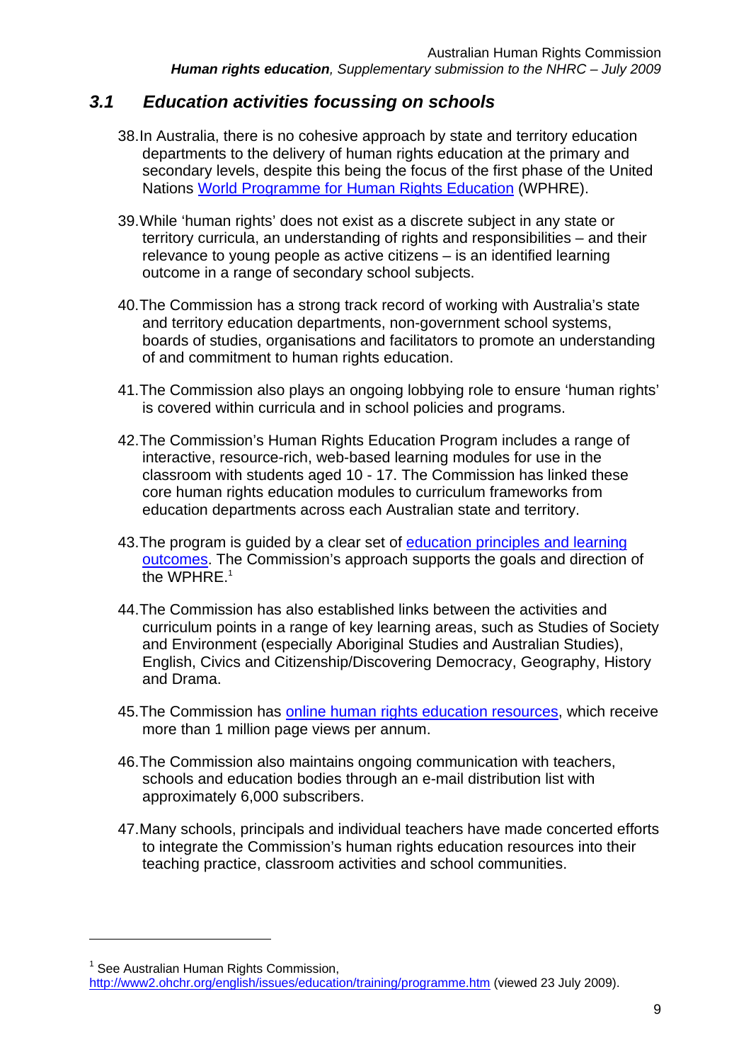### *3.1 Education activities focussing on schools*

38. In Australia, there is no cohesive approach by state and territory education departments to the delivery of human rights education at the primary and secondary levels, despite this being the focus of the first phase of the United Nations World Programme for Human Rights Education (WPHRE).

39. While 'human rights' does not exist as a discrete subject in any state or territory curricula, an understanding of rights and responsibilities – and their relevance to young people as active citizens – is an identified learning outcome in a range of secondary school subjects.

40. The Commission has a strong track record of working with Australia's state and territory education departments, non-government school systems, boards of studies, organisations and facilitators to promote an understanding of and commitment to human rights education.

41. The Commission also plays an ongoing lobbying role to ensure 'human rights' is covered within curricula and in school policies and programs.

42. The Commission's Human Rights Education Program includes a range of interactive, resource-rich, web-based learning modules for use in the classroom with students aged 10 - 17. The Commission has linked these core human rights education modules to curriculum frameworks from education departments across each Australian state and territory.

43. The program is guided by a clear set of education principles and learning outcomes. The Commission's approach supports the goals and direction of the WPHRE.[1]

44. The Commission has also established links between the activities and curriculum points in a range of key learning areas, such as Studies of Society and Environment (especially Aboriginal Studies and Australian Studies), English, Civics and Citizenship/Discovering Democracy, Geography, History and Drama.

45. The Commission has online human rights education resources, which receive more than 1 million page views per annum.

46. The Commission also maintains ongoing communication with teachers, schools and education bodies through an e-mail distribution list with approximately 6,000 subscribers.

47. Many schools, principals and individual teachers have made concerted efforts to integrate the Commission's human rights education resources into their teaching practice, classroom activities and school communities.

---

[1] See Australian Human Rights Commission, http://www2.ohchr.org/english/issues/education/training/programme.htm (viewed 23 July 2009).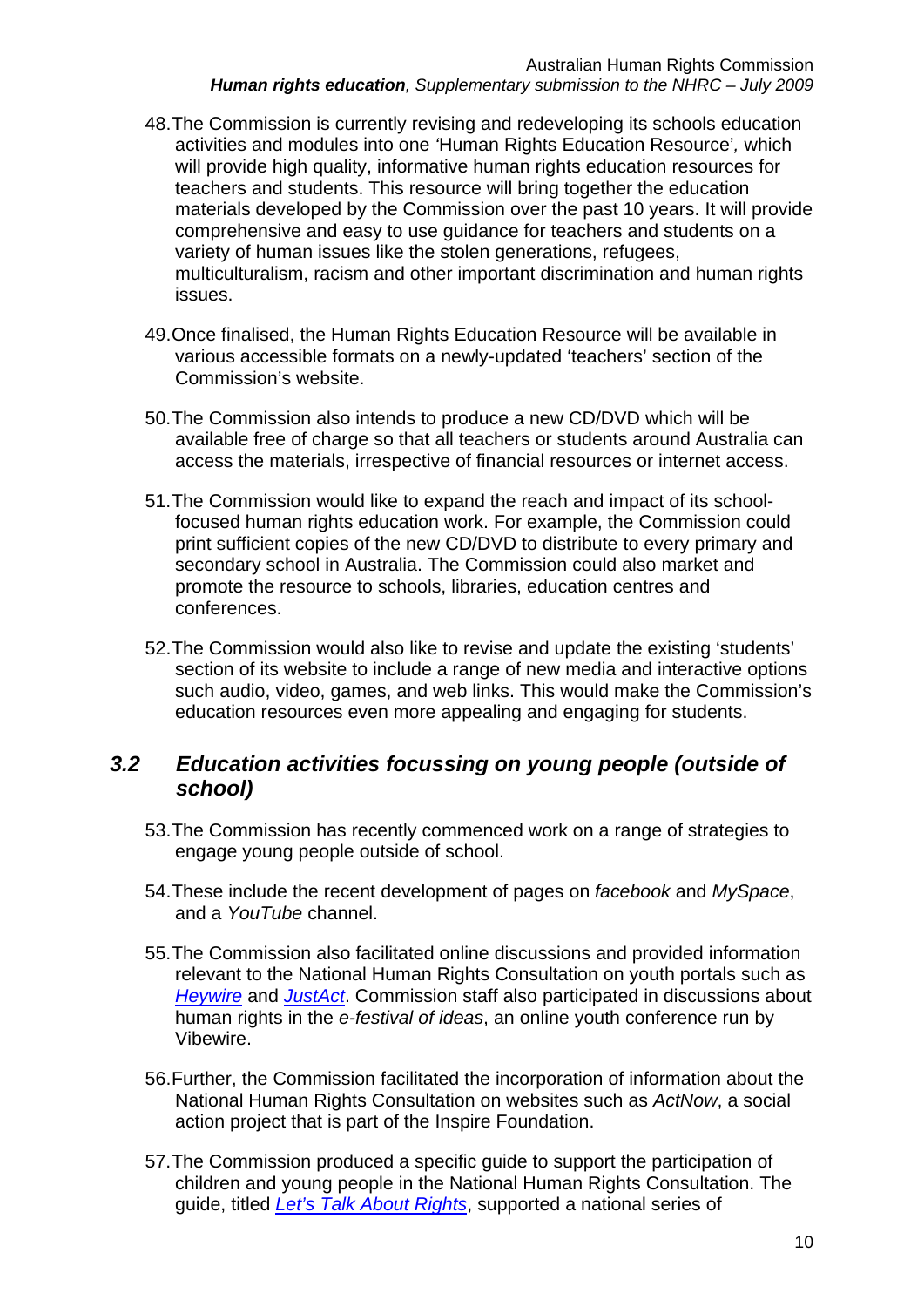48. The Commission is currently revising and redeveloping its schools education activities and modules into one 'Human Rights Education Resource', which will provide high quality, informative human rights education resources for teachers and students. This resource will bring together the education materials developed by the Commission over the past 10 years. It will provide comprehensive and easy to use guidance for teachers and students on a variety of human issues like the stolen generations, refugees, multiculturalism, racism and other important discrimination and human rights issues.

49. Once finalised, the Human Rights Education Resource will be available in various accessible formats on a newly-updated 'teachers' section of the Commission's website.

50. The Commission also intends to produce a new CD/DVD which will be available free of charge so that all teachers or students around Australia can access the materials, irrespective of financial resources or internet access.

51. The Commission would like to expand the reach and impact of its school-focused human rights education work. For example, the Commission could print sufficient copies of the new CD/DVD to distribute to every primary and secondary school in Australia. The Commission could also market and promote the resource to schools, libraries, education centres and conferences.

52. The Commission would also like to revise and update the existing 'students' section of its website to include a range of new media and interactive options such audio, video, games, and web links. This would make the Commission's education resources even more appealing and engaging for students.

### *3.2 Education activities focussing on young people (outside of school)*

53. The Commission has recently commenced work on a range of strategies to engage young people outside of school.

54. These include the recent development of pages on *facebook* and *MySpace*, and a *YouTube* channel.

55. The Commission also facilitated online discussions and provided information relevant to the National Human Rights Consultation on youth portals such as *Heywire* and *JustAct*. Commission staff also participated in discussions about human rights in the *e-festival of ideas*, an online youth conference run by Vibewire.

56. Further, the Commission facilitated the incorporation of information about the National Human Rights Consultation on websites such as *ActNow*, a social action project that is part of the Inspire Foundation.

57. The Commission produced a specific guide to support the participation of children and young people in the National Human Rights Consultation. The guide, titled *Let's Talk About Rights*, supported a national series of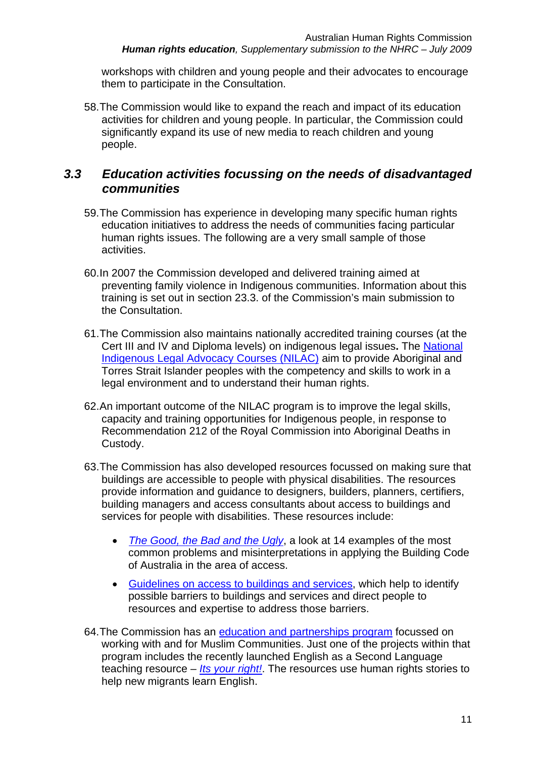workshops with children and young people and their advocates to encourage them to participate in the Consultation.

58. The Commission would like to expand the reach and impact of its education activities for children and young people. In particular, the Commission could significantly expand its use of new media to reach children and young people.

## *3.3 Education activities focussing on the needs of disadvantaged communities*

59. The Commission has experience in developing many specific human rights education initiatives to address the needs of communities facing particular human rights issues. The following are a very small sample of those activities.

60. In 2007 the Commission developed and delivered training aimed at preventing family violence in Indigenous communities. Information about this training is set out in section 23.3. of the Commission's main submission to the Consultation.

61. The Commission also maintains nationally accredited training courses (at the Cert III and IV and Diploma levels) on indigenous legal issues**.** The National Indigenous Legal Advocacy Courses (NILAC) aim to provide Aboriginal and Torres Strait Islander peoples with the competency and skills to work in a legal environment and to understand their human rights.

62. An important outcome of the NILAC program is to improve the legal skills, capacity and training opportunities for Indigenous people, in response to Recommendation 212 of the Royal Commission into Aboriginal Deaths in Custody.

63. The Commission has also developed resources focussed on making sure that buildings are accessible to people with physical disabilities. The resources provide information and guidance to designers, builders, planners, certifiers, building managers and access consultants about access to buildings and services for people with disabilities. These resources include:

    - *The Good, the Bad and the Ugly*, a look at 14 examples of the most common problems and misinterpretations in applying the Building Code of Australia in the area of access.
    - Guidelines on access to buildings and services, which help to identify possible barriers to buildings and services and direct people to resources and expertise to address those barriers.

64. The Commission has an education and partnerships program focussed on working with and for Muslim Communities. Just one of the projects within that program includes the recently launched English as a Second Language teaching resource – *Its your right!*. The resources use human rights stories to help new migrants learn English.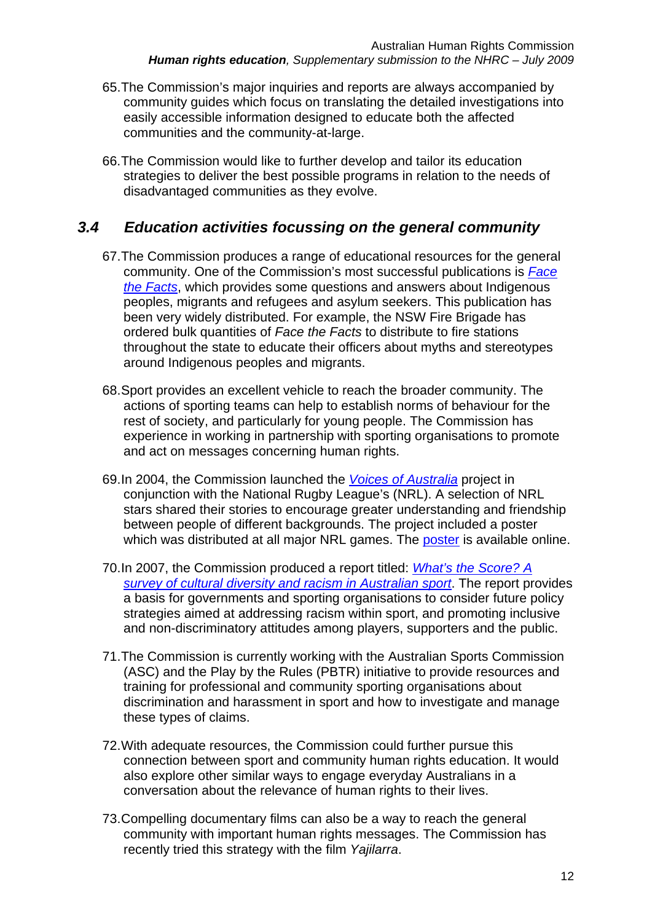65. The Commission's major inquiries and reports are always accompanied by community guides which focus on translating the detailed investigations into easily accessible information designed to educate both the affected communities and the community-at-large.

66. The Commission would like to further develop and tailor its education strategies to deliver the best possible programs in relation to the needs of disadvantaged communities as they evolve.

## *3.4 Education activities focussing on the general community*

67. The Commission produces a range of educational resources for the general community. One of the Commission's most successful publications is *Face the Facts*, which provides some questions and answers about Indigenous peoples, migrants and refugees and asylum seekers. This publication has been very widely distributed. For example, the NSW Fire Brigade has ordered bulk quantities of *Face the Facts* to distribute to fire stations throughout the state to educate their officers about myths and stereotypes around Indigenous peoples and migrants.

68. Sport provides an excellent vehicle to reach the broader community. The actions of sporting teams can help to establish norms of behaviour for the rest of society, and particularly for young people. The Commission has experience in working in partnership with sporting organisations to promote and act on messages concerning human rights.

69. In 2004, the Commission launched the *Voices of Australia* project in conjunction with the National Rugby League's (NRL). A selection of NRL stars shared their stories to encourage greater understanding and friendship between people of different backgrounds. The project included a poster which was distributed at all major NRL games. The poster is available online.

70. In 2007, the Commission produced a report titled: *What's the Score? A survey of cultural diversity and racism in Australian sport*. The report provides a basis for governments and sporting organisations to consider future policy strategies aimed at addressing racism within sport, and promoting inclusive and non-discriminatory attitudes among players, supporters and the public.

71. The Commission is currently working with the Australian Sports Commission (ASC) and the Play by the Rules (PBTR) initiative to provide resources and training for professional and community sporting organisations about discrimination and harassment in sport and how to investigate and manage these types of claims.

72. With adequate resources, the Commission could further pursue this connection between sport and community human rights education. It would also explore other similar ways to engage everyday Australians in a conversation about the relevance of human rights to their lives.

73. Compelling documentary films can also be a way to reach the general community with important human rights messages. The Commission has recently tried this strategy with the film *Yajilarra*.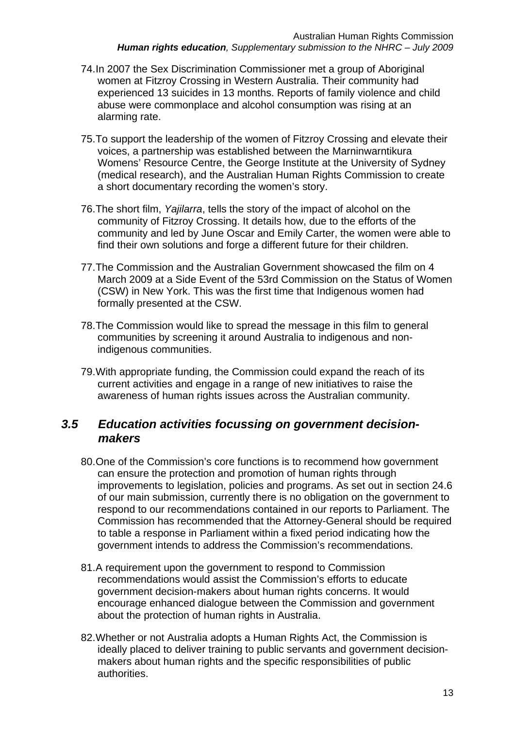74. In 2007 the Sex Discrimination Commissioner met a group of Aboriginal women at Fitzroy Crossing in Western Australia. Their community had experienced 13 suicides in 13 months. Reports of family violence and child abuse were commonplace and alcohol consumption was rising at an alarming rate.

75. To support the leadership of the women of Fitzroy Crossing and elevate their voices, a partnership was established between the Marninwarntikura Womens' Resource Centre, the George Institute at the University of Sydney (medical research), and the Australian Human Rights Commission to create a short documentary recording the women's story.

76. The short film, *Yajilarra*, tells the story of the impact of alcohol on the community of Fitzroy Crossing. It details how, due to the efforts of the community and led by June Oscar and Emily Carter, the women were able to find their own solutions and forge a different future for their children.

77. The Commission and the Australian Government showcased the film on 4 March 2009 at a Side Event of the 53rd Commission on the Status of Women (CSW) in New York. This was the first time that Indigenous women had formally presented at the CSW.

78. The Commission would like to spread the message in this film to general communities by screening it around Australia to indigenous and non-indigenous communities.

79. With appropriate funding, the Commission could expand the reach of its current activities and engage in a range of new initiatives to raise the awareness of human rights issues across the Australian community.

### *3.5 Education activities focussing on government decision-makers*

80. One of the Commission's core functions is to recommend how government can ensure the protection and promotion of human rights through improvements to legislation, policies and programs. As set out in section 24.6 of our main submission, currently there is no obligation on the government to respond to our recommendations contained in our reports to Parliament. The Commission has recommended that the Attorney-General should be required to table a response in Parliament within a fixed period indicating how the government intends to address the Commission's recommendations.

81. A requirement upon the government to respond to Commission recommendations would assist the Commission's efforts to educate government decision-makers about human rights concerns. It would encourage enhanced dialogue between the Commission and government about the protection of human rights in Australia.

82. Whether or not Australia adopts a Human Rights Act, the Commission is ideally placed to deliver training to public servants and government decision-makers about human rights and the specific responsibilities of public authorities.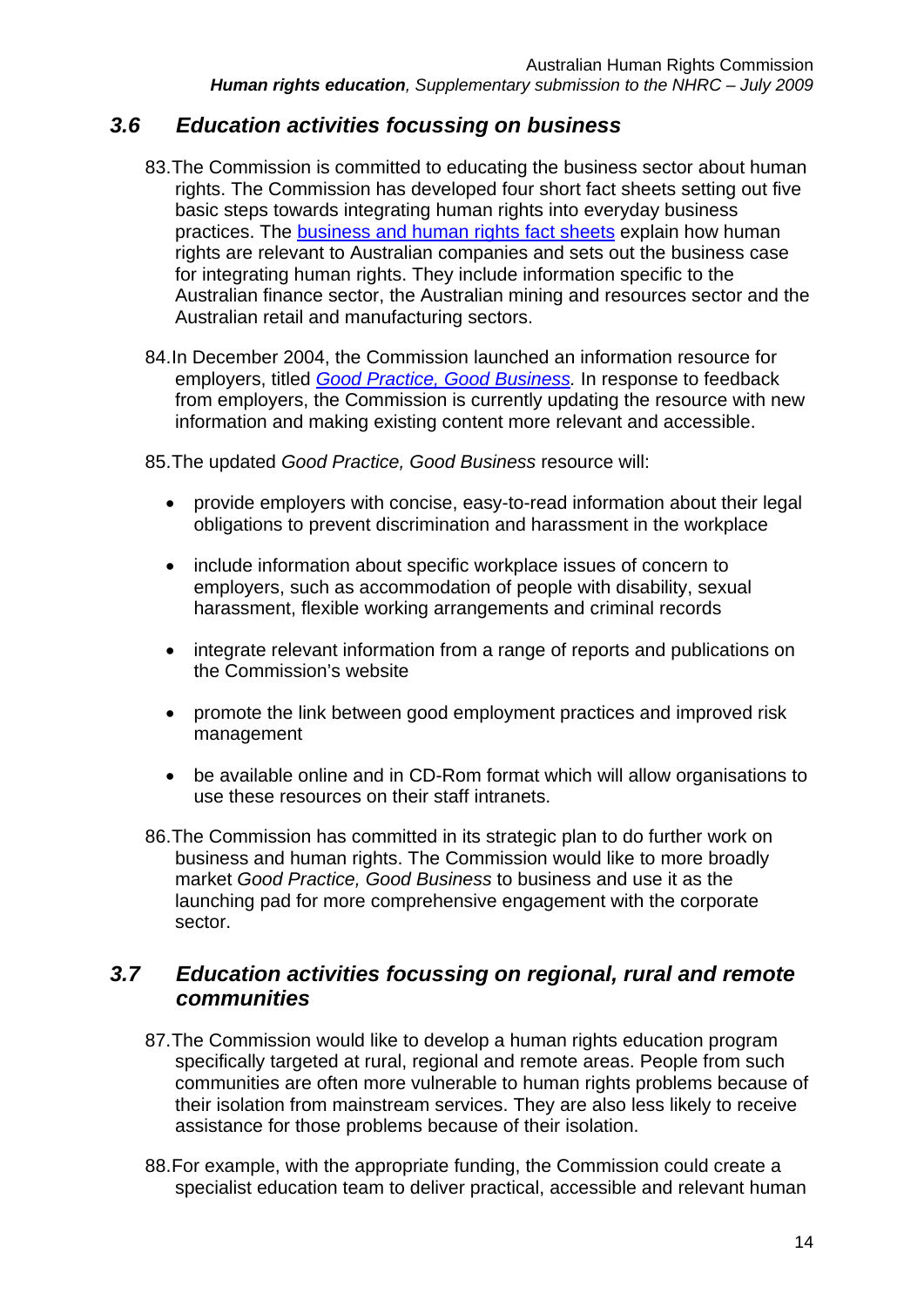## *3.6 Education activities focussing on business*

83. The Commission is committed to educating the business sector about human rights. The Commission has developed four short fact sheets setting out five basic steps towards integrating human rights into everyday business practices. The business and human rights fact sheets explain how human rights are relevant to Australian companies and sets out the business case for integrating human rights. They include information specific to the Australian finance sector, the Australian mining and resources sector and the Australian retail and manufacturing sectors.

84. In December 2004, the Commission launched an information resource for employers, titled *Good Practice, Good Business.* In response to feedback from employers, the Commission is currently updating the resource with new information and making existing content more relevant and accessible.

85. The updated *Good Practice, Good Business* resource will:

- provide employers with concise, easy-to-read information about their legal obligations to prevent discrimination and harassment in the workplace
- include information about specific workplace issues of concern to employers, such as accommodation of people with disability, sexual harassment, flexible working arrangements and criminal records
- integrate relevant information from a range of reports and publications on the Commission's website
- promote the link between good employment practices and improved risk management
- be available online and in CD-Rom format which will allow organisations to use these resources on their staff intranets.

86. The Commission has committed in its strategic plan to do further work on business and human rights. The Commission would like to more broadly market *Good Practice, Good Business* to business and use it as the launching pad for more comprehensive engagement with the corporate sector.

## *3.7 Education activities focussing on regional, rural and remote communities*

87. The Commission would like to develop a human rights education program specifically targeted at rural, regional and remote areas. People from such communities are often more vulnerable to human rights problems because of their isolation from mainstream services. They are also less likely to receive assistance for those problems because of their isolation.

88. For example, with the appropriate funding, the Commission could create a specialist education team to deliver practical, accessible and relevant human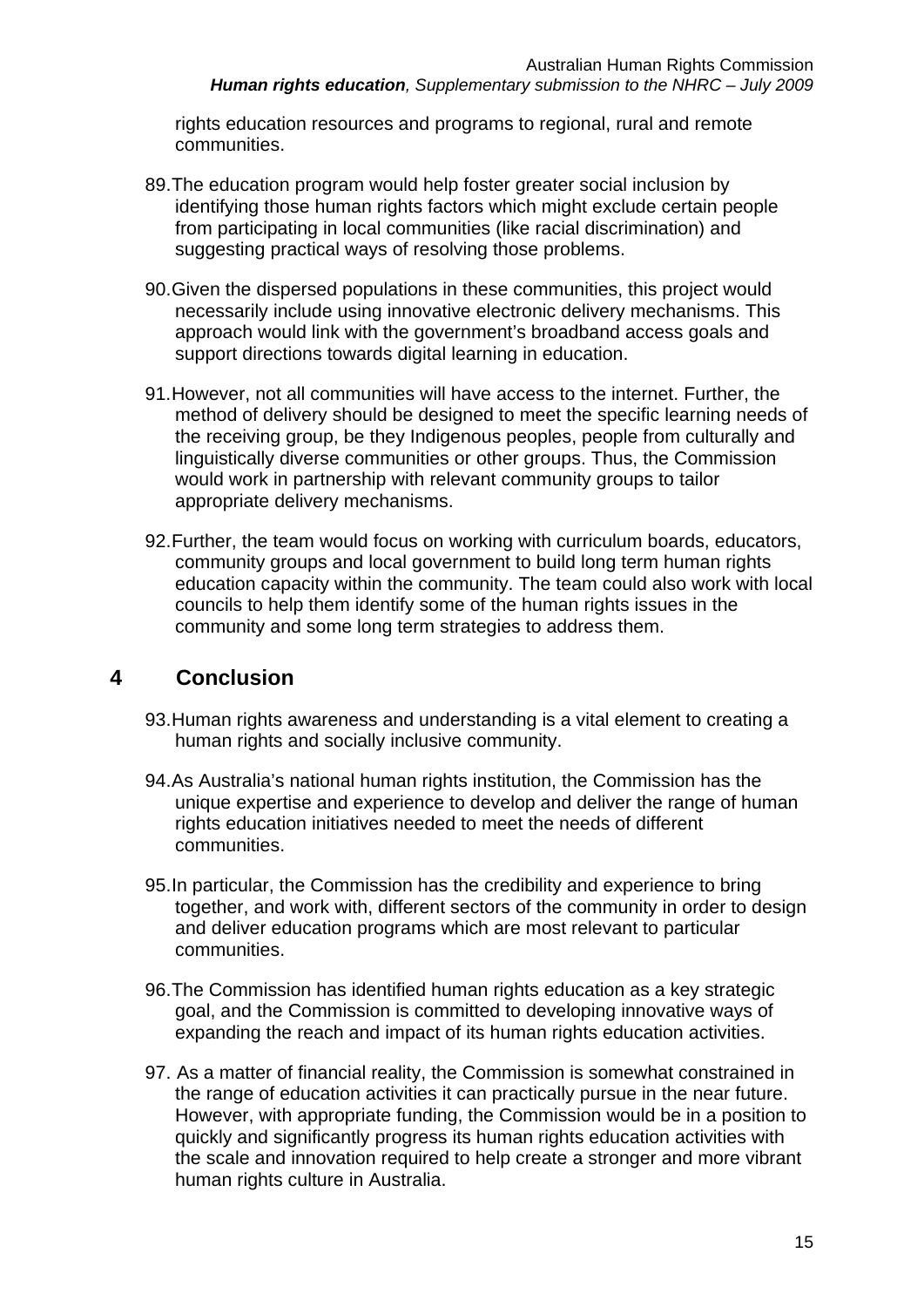rights education resources and programs to regional, rural and remote communities.

89. The education program would help foster greater social inclusion by identifying those human rights factors which might exclude certain people from participating in local communities (like racial discrimination) and suggesting practical ways of resolving those problems.

90. Given the dispersed populations in these communities, this project would necessarily include using innovative electronic delivery mechanisms. This approach would link with the government's broadband access goals and support directions towards digital learning in education.

91. However, not all communities will have access to the internet. Further, the method of delivery should be designed to meet the specific learning needs of the receiving group, be they Indigenous peoples, people from culturally and linguistically diverse communities or other groups. Thus, the Commission would work in partnership with relevant community groups to tailor appropriate delivery mechanisms.

92. Further, the team would focus on working with curriculum boards, educators, community groups and local government to build long term human rights education capacity within the community. The team could also work with local councils to help them identify some of the human rights issues in the community and some long term strategies to address them.

## 4 Conclusion

93. Human rights awareness and understanding is a vital element to creating a human rights and socially inclusive community.

94. As Australia's national human rights institution, the Commission has the unique expertise and experience to develop and deliver the range of human rights education initiatives needed to meet the needs of different communities.

95. In particular, the Commission has the credibility and experience to bring together, and work with, different sectors of the community in order to design and deliver education programs which are most relevant to particular communities.

96. The Commission has identified human rights education as a key strategic goal, and the Commission is committed to developing innovative ways of expanding the reach and impact of its human rights education activities.

97. As a matter of financial reality, the Commission is somewhat constrained in the range of education activities it can practically pursue in the near future. However, with appropriate funding, the Commission would be in a position to quickly and significantly progress its human rights education activities with the scale and innovation required to help create a stronger and more vibrant human rights culture in Australia.